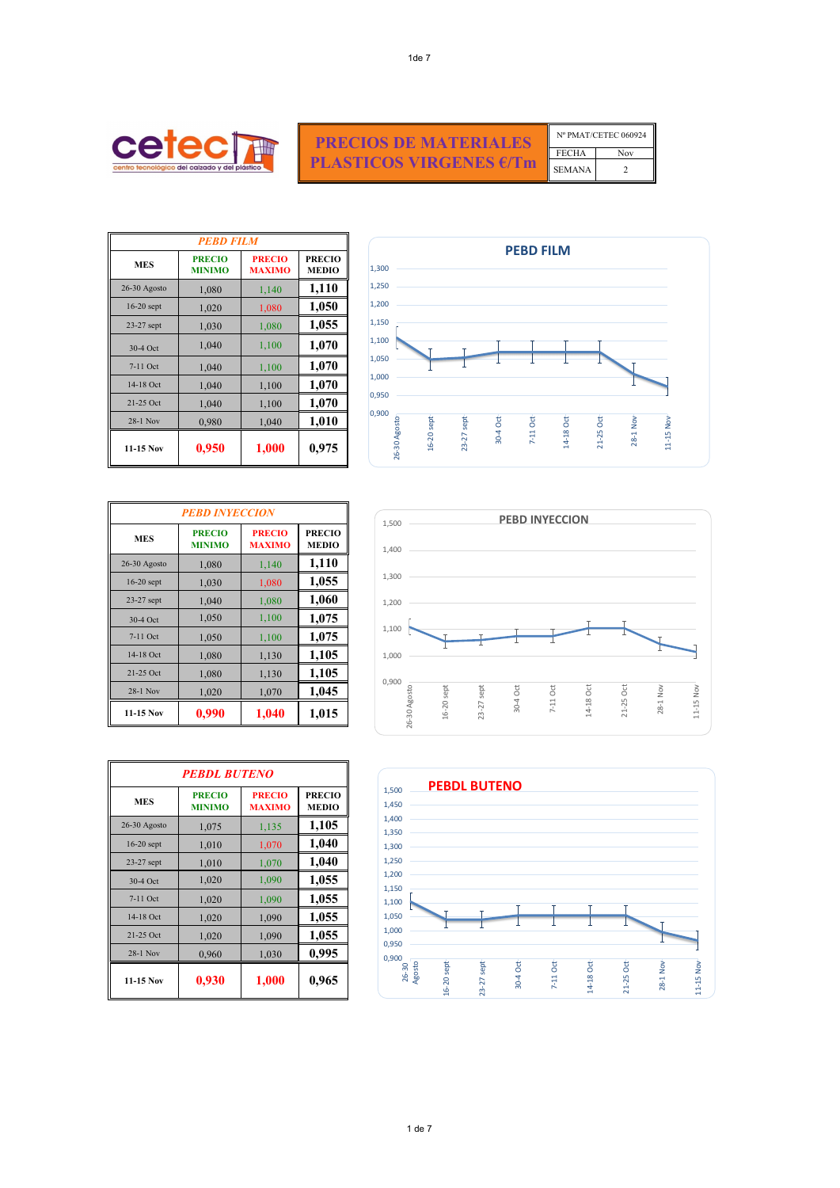cetec — centro tecnológico del calzado y del plástico

# PRECIOS DE MATERIALES PLASTICOS VIRGENES €/Tm

| Nº PMAT/CETEC 060924 | |
|---|---|
| FECHA | Nov |
| SEMANA | 2 |

## PEBD FILM

| MES | PRECIO MINIMO | PRECIO MAXIMO | PRECIO MEDIO |
|---|---|---|---|
| 26-30 Agosto | 1,080 | 1,140 | **1,110** |
| 16-20 sept | 1,020 | 1,080 | **1,050** |
| 23-27 sept | 1,030 | 1,080 | **1,055** |
| 30-4 Oct | 1,040 | 1,100 | **1,070** |
| 7-11 Oct | 1,040 | 1,100 | **1,070** |
| 14-18 Oct | 1,040 | 1,100 | **1,070** |
| 21-25 Oct | 1,040 | 1,100 | **1,070** |
| 28-1 Nov | 0,980 | 1,040 | **1,010** |
| 11-15 Nov | **0,950** | **1,000** | **0,975** |

## PEBD INYECCION

| MES | PRECIO MINIMO | PRECIO MAXIMO | PRECIO MEDIO |
|---|---|---|---|
| 26-30 Agosto | 1,080 | 1,140 | **1,110** |
| 16-20 sept | 1,030 | 1,080 | **1,055** |
| 23-27 sept | 1,040 | 1,080 | **1,060** |
| 30-4 Oct | 1,050 | 1,100 | **1,075** |
| 7-11 Oct | 1,050 | 1,100 | **1,075** |
| 14-18 Oct | 1,080 | 1,130 | **1,105** |
| 21-25 Oct | 1,080 | 1,130 | **1,105** |
| 28-1 Nov | 1,020 | 1,070 | **1,045** |
| 11-15 Nov | **0,990** | **1,040** | **1,015** |

## PEBDL BUTENO

| MES | PRECIO MINIMO | PRECIO MAXIMO | PRECIO MEDIO |
|---|---|---|---|
| 26-30 Agosto | 1,075 | 1,135 | **1,105** |
| 16-20 sept | 1,010 | 1,070 | **1,040** |
| 23-27 sept | 1,010 | 1,070 | **1,040** |
| 30-4 Oct | 1,020 | 1,090 | **1,055** |
| 7-11 Oct | 1,020 | 1,090 | **1,055** |
| 14-18 Oct | 1,020 | 1,090 | **1,055** |
| 21-25 Oct | 1,020 | 1,090 | **1,055** |
| 28-1 Nov | 0,960 | 1,030 | **0,995** |
| 11-15 Nov | **0,930** | **1,000** | **0,965** |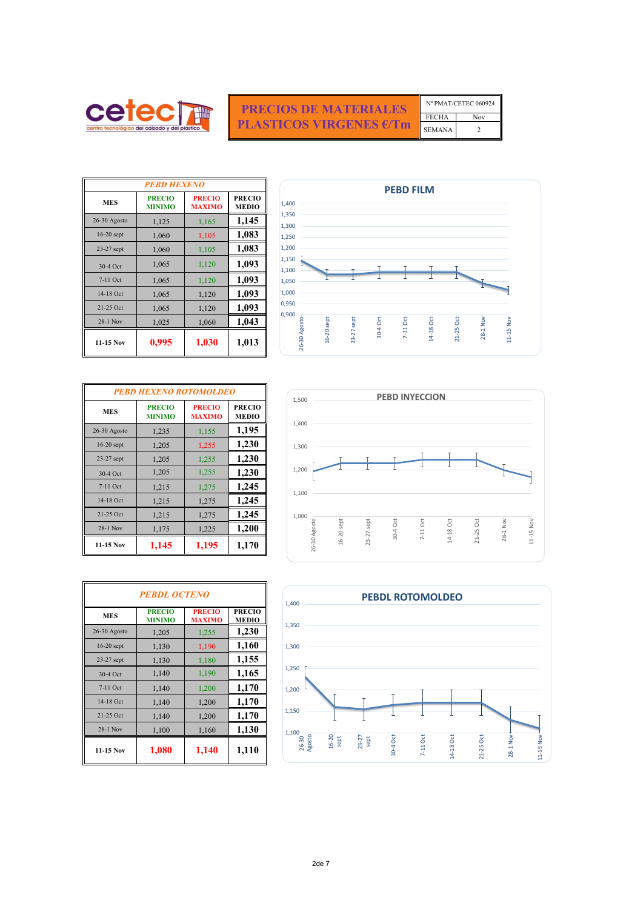**cetec** centro tecnológico del calzado y del plástico

# PRECIOS DE MATERIALES PLASTICOS VIRGENES €/Tm

| Nº PMAT/CETEC 060924 | |
|---|---|
| FECHA | Nov |
| SEMANA | 2 |

| PEBD HEXENO | | | |
|---|---|---|---|
| MES | PRECIO MINIMO | PRECIO MAXIMO | PRECIO MEDIO |
| 26-30 Agosto | 1,125 | 1,165 | 1,145 |
| 16-20 sept | 1,060 | 1,105 | 1,083 |
| 23-27 sept | 1,060 | 1,105 | 1,083 |
| 30-4 Oct | 1,065 | 1,120 | 1,093 |
| 7-11 Oct | 1,065 | 1,120 | 1,093 |
| 14-18 Oct | 1,065 | 1,120 | 1,093 |
| 21-25 Oct | 1,065 | 1,120 | 1,093 |
| 28-1 Nov | 1,025 | 1,060 | 1,043 |
| 11-15 Nov | 0,995 | 1,030 | 1,013 |

PEBD FILM

| PEBD HEXENO ROTOMOLDEO | | | |
|---|---|---|---|
| MES | PRECIO MINIMO | PRECIO MAXIMO | PRECIO MEDIO |
| 26-30 Agosto | 1,235 | 1,155 | 1,195 |
| 16-20 sept | 1,205 | 1,255 | 1,230 |
| 23-27 sept | 1,205 | 1,255 | 1,230 |
| 30-4 Oct | 1,205 | 1,255 | 1,230 |
| 7-11 Oct | 1,215 | 1,275 | 1,245 |
| 14-18 Oct | 1,215 | 1,275 | 1,245 |
| 21-25 Oct | 1,215 | 1,275 | 1,245 |
| 28-1 Nov | 1,175 | 1,225 | 1,200 |
| 11-15 Nov | 1,145 | 1,195 | 1,170 |

PEBD INYECCION

| PEBDL OCTENO | | | |
|---|---|---|---|
| MES | PRECIO MINIMO | PRECIO MAXIMO | PRECIO MEDIO |
| 26-30 Agosto | 1,205 | 1,255 | 1,230 |
| 16-20 sept | 1,130 | 1,190 | 1,160 |
| 23-27 sept | 1,130 | 1,180 | 1,155 |
| 30-4 Oct | 1,140 | 1,190 | 1,165 |
| 7-11 Oct | 1,140 | 1,200 | 1,170 |
| 14-18 Oct | 1,140 | 1,200 | 1,170 |
| 21-25 Oct | 1,140 | 1,200 | 1,170 |
| 28-1 Nov | 1,100 | 1,160 | 1,130 |
| 11-15 Nov | 1,080 | 1,140 | 1,110 |

PEBDL ROTOMOLDEO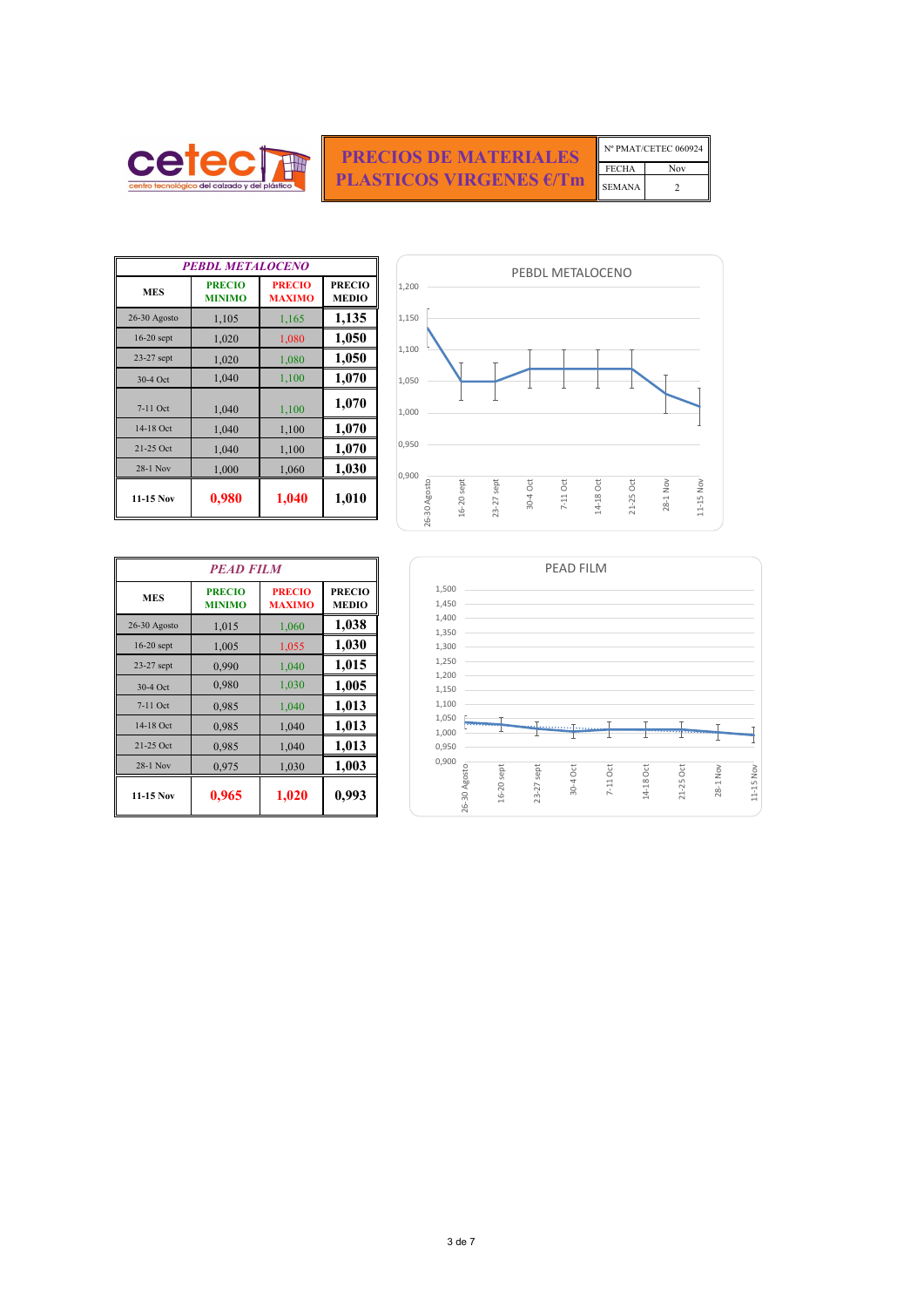cetec
centro tecnológico del calzado y del plástico

# PRECIOS DE MATERIALES PLASTICOS VIRGENES €/Tm

| Nº PMAT/CETEC 060924 | |
|---|---|
| FECHA | Nov |
| SEMANA | 2 |

| PEBDL METALOCENO | | | |
|---|---|---|---|
| MES | PRECIO MINIMO | PRECIO MAXIMO | PRECIO MEDIO |
| 26-30 Agosto | 1,105 | 1,165 | **1,135** |
| 16-20 sept | 1,020 | 1,080 | **1,050** |
| 23-27 sept | 1,020 | 1,080 | **1,050** |
| 30-4 Oct | 1,040 | 1,100 | **1,070** |
| 7-11 Oct | 1,040 | 1,100 | **1,070** |
| 14-18 Oct | 1,040 | 1,100 | **1,070** |
| 21-25 Oct | 1,040 | 1,100 | **1,070** |
| 28-1 Nov | 1,000 | 1,060 | **1,030** |
| **11-15 Nov** | **0,980** | **1,040** | **1,010** |

PEBDL METALOCENO

| PEAD FILM | | | |
|---|---|---|---|
| MES | PRECIO MINIMO | PRECIO MAXIMO | PRECIO MEDIO |
| 26-30 Agosto | 1,015 | 1,060 | **1,038** |
| 16-20 sept | 1,005 | 1,055 | **1,030** |
| 23-27 sept | 0,990 | 1,040 | **1,015** |
| 30-4 Oct | 0,980 | 1,030 | **1,005** |
| 7-11 Oct | 0,985 | 1,040 | **1,013** |
| 14-18 Oct | 0,985 | 1,040 | **1,013** |
| 21-25 Oct | 0,985 | 1,040 | **1,013** |
| 28-1 Nov | 0,975 | 1,030 | **1,003** |
| **11-15 Nov** | **0,965** | **1,020** | **0,993** |

PEAD FILM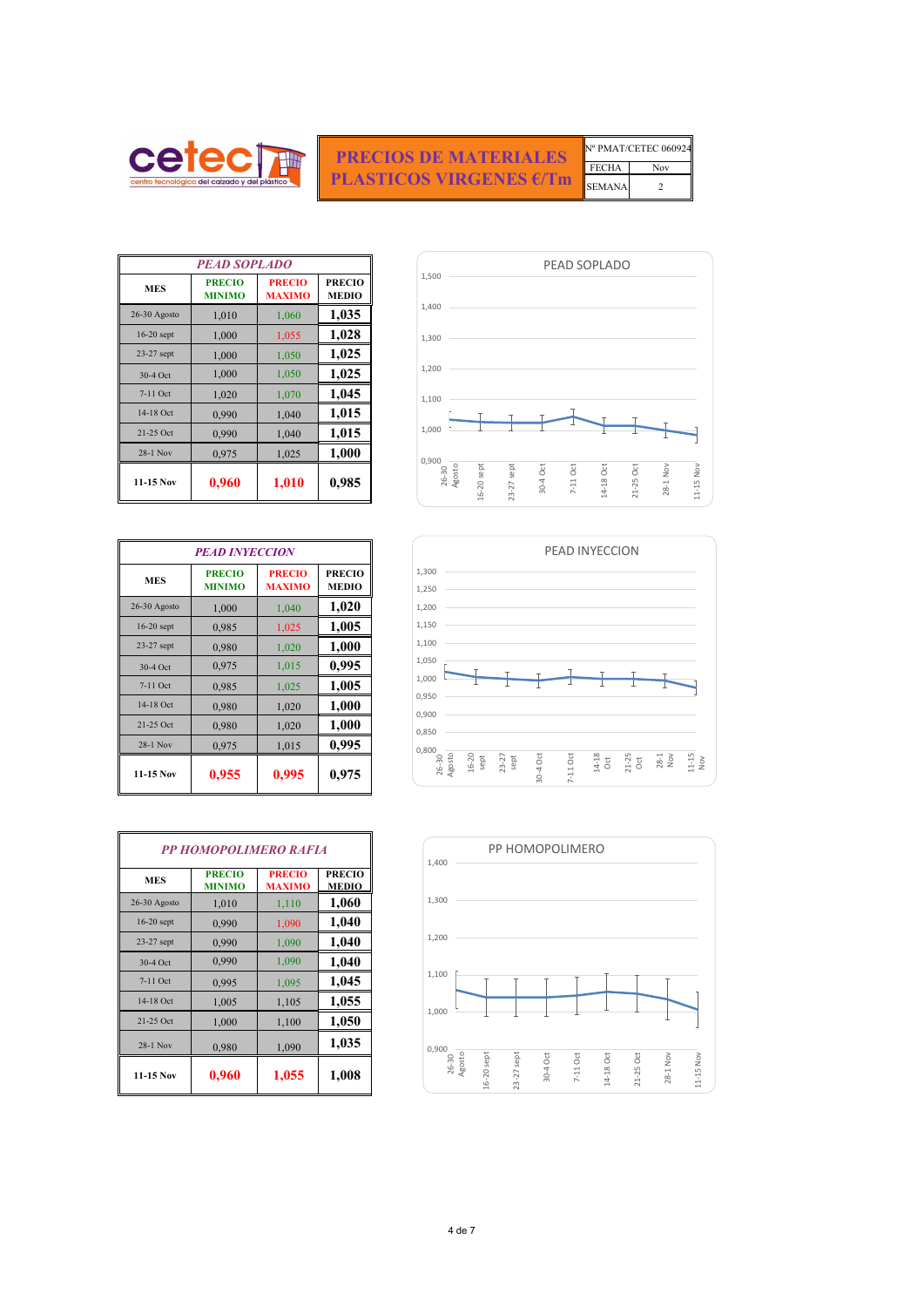cetec — centro tecnológico del calzado y del plástico

# PRECIOS DE MATERIALES PLASTICOS VIRGENES €/Tm

| Nº PMAT/CETEC 060924 | |
|---|---|
| FECHA | Nov |
| SEMANA | 2 |

## PEAD SOPLADO

| MES | PRECIO MINIMO | PRECIO MAXIMO | PRECIO MEDIO |
|---|---|---|---|
| 26-30 Agosto | 1,010 | 1,060 | **1,035** |
| 16-20 sept | 1,000 | 1,055 | **1,028** |
| 23-27 sept | 1,000 | 1,050 | **1,025** |
| 30-4 Oct | 1,000 | 1,050 | **1,025** |
| 7-11 Oct | 1,020 | 1,070 | **1,045** |
| 14-18 Oct | 0,990 | 1,040 | **1,015** |
| 21-25 Oct | 0,990 | 1,040 | **1,015** |
| 28-1 Nov | 0,975 | 1,025 | **1,000** |
| **11-15 Nov** | **0,960** | **1,010** | **0,985** |

## PEAD INYECCION

| MES | PRECIO MINIMO | PRECIO MAXIMO | PRECIO MEDIO |
|---|---|---|---|
| 26-30 Agosto | 1,000 | 1,040 | **1,020** |
| 16-20 sept | 0,985 | 1,025 | **1,005** |
| 23-27 sept | 0,980 | 1,020 | **1,000** |
| 30-4 Oct | 0,975 | 1,015 | **0,995** |
| 7-11 Oct | 0,985 | 1,025 | **1,005** |
| 14-18 Oct | 0,980 | 1,020 | **1,000** |
| 21-25 Oct | 0,980 | 1,020 | **1,000** |
| 28-1 Nov | 0,975 | 1,015 | **0,995** |
| **11-15 Nov** | **0,955** | **0,995** | **0,975** |

## PP HOMOPOLIMERO RAFIA

| MES | PRECIO MINIMO | PRECIO MAXIMO | PRECIO MEDIO |
|---|---|---|---|
| 26-30 Agosto | 1,010 | 1,110 | **1,060** |
| 16-20 sept | 0,990 | 1,090 | **1,040** |
| 23-27 sept | 0,990 | 1,090 | **1,040** |
| 30-4 Oct | 0,990 | 1,090 | **1,040** |
| 7-11 Oct | 0,995 | 1,095 | **1,045** |
| 14-18 Oct | 1,005 | 1,105 | **1,055** |
| 21-25 Oct | 1,000 | 1,100 | **1,050** |
| 28-1 Nov | 0,980 | 1,090 | **1,035** |
| **11-15 Nov** | **0,960** | **1,055** | **1,008** |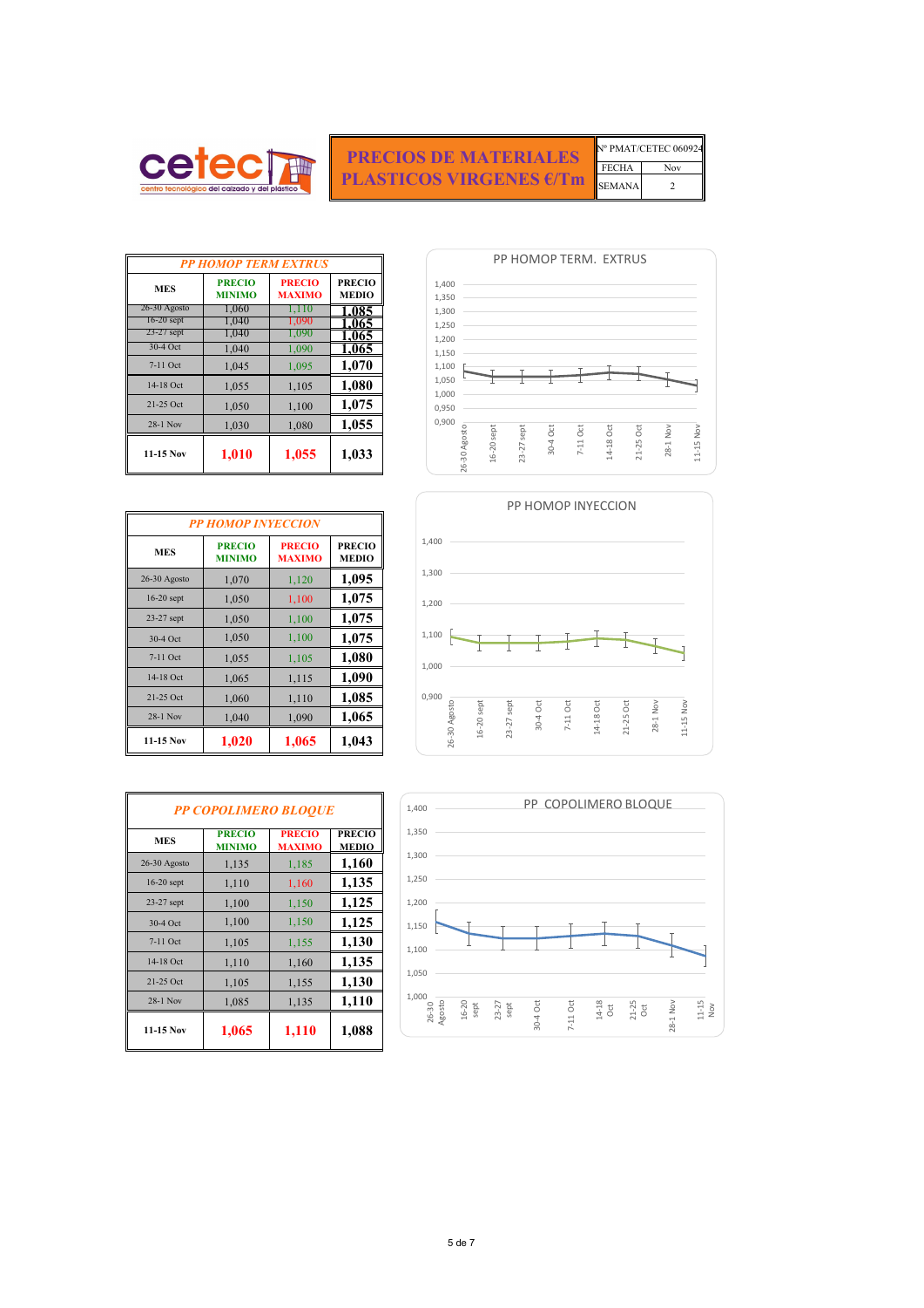cetec centro tecnológico del calzado y del plástico

# PRECIOS DE MATERIALES PLASTICOS VIRGENES €/Tm

| Nº PMAT/CETEC 060924 | |
|---|---|
| FECHA | Nov |
| SEMANA | 2 |

| PP HOMOP TERM EXTRUS | | | |
|---|---|---|---|
| MES | PRECIO MINIMO | PRECIO MAXIMO | PRECIO MEDIO |
| 26-30 Agosto | 1,060 | 1,110 | 1,085 |
| 16-20 sept | 1,040 | 1,090 | 1,065 |
| 23-27 sept | 1,040 | 1,090 | 1,065 |
| 30-4 Oct | 1,040 | 1,090 | 1,065 |
| 7-11 Oct | 1,045 | 1,095 | 1,070 |
| 14-18 Oct | 1,055 | 1,105 | 1,080 |
| 21-25 Oct | 1,050 | 1,100 | 1,075 |
| 28-1 Nov | 1,030 | 1,080 | 1,055 |
| 11-15 Nov | 1,010 | 1,055 | 1,033 |

PP HOMOP TERM. EXTRUS

| PP HOMOP INYECCION | | | |
|---|---|---|---|
| MES | PRECIO MINIMO | PRECIO MAXIMO | PRECIO MEDIO |
| 26-30 Agosto | 1,070 | 1,120 | 1,095 |
| 16-20 sept | 1,050 | 1,100 | 1,075 |
| 23-27 sept | 1,050 | 1,100 | 1,075 |
| 30-4 Oct | 1,050 | 1,100 | 1,075 |
| 7-11 Oct | 1,055 | 1,105 | 1,080 |
| 14-18 Oct | 1,065 | 1,115 | 1,090 |
| 21-25 Oct | 1,060 | 1,110 | 1,085 |
| 28-1 Nov | 1,040 | 1,090 | 1,065 |
| 11-15 Nov | 1,020 | 1,065 | 1,043 |

PP HOMOP INYECCION

| PP COPOLIMERO BLOQUE | | | |
|---|---|---|---|
| MES | PRECIO MINIMO | PRECIO MAXIMO | PRECIO MEDIO |
| 26-30 Agosto | 1,135 | 1,185 | 1,160 |
| 16-20 sept | 1,110 | 1,160 | 1,135 |
| 23-27 sept | 1,100 | 1,150 | 1,125 |
| 30-4 Oct | 1,100 | 1,150 | 1,125 |
| 7-11 Oct | 1,105 | 1,155 | 1,130 |
| 14-18 Oct | 1,110 | 1,160 | 1,135 |
| 21-25 Oct | 1,105 | 1,155 | 1,130 |
| 28-1 Nov | 1,085 | 1,135 | 1,110 |
| 11-15 Nov | 1,065 | 1,110 | 1,088 |

PP COPOLIMERO BLOQUE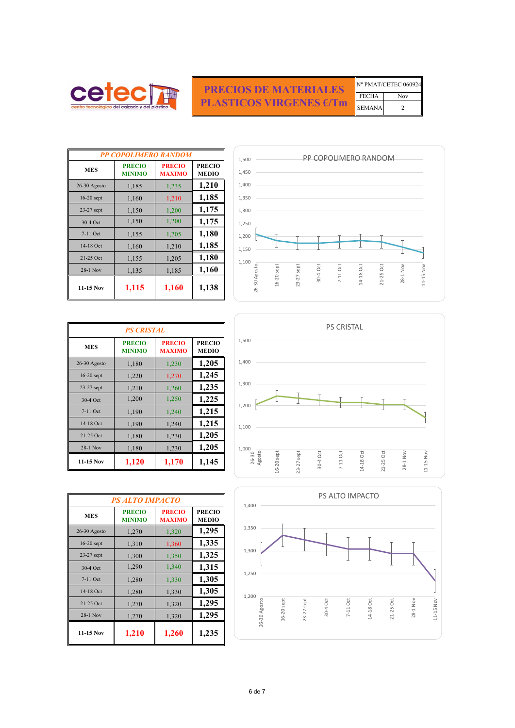# PRECIOS DE MATERIALES PLASTICOS VIRGENES €/Tm

| Nº PMAT/CETEC 060924 | |
|---|---|
| FECHA | Nov |
| SEMANA | 2 |

| PP COPOLIMERO RANDOM | | | |
|---|---|---|---|
| MES | PRECIO MINIMO | PRECIO MAXIMO | PRECIO MEDIO |
| 26-30 Agosto | 1,185 | 1,235 | **1,210** |
| 16-20 sept | 1,160 | 1,210 | **1,185** |
| 23-27 sept | 1,150 | 1,200 | **1,175** |
| 30-4 Oct | 1,150 | 1,200 | **1,175** |
| 7-11 Oct | 1,155 | 1,205 | **1,180** |
| 14-18 Oct | 1,160 | 1,210 | **1,185** |
| 21-25 Oct | 1,155 | 1,205 | **1,180** |
| 28-1 Nov | 1,135 | 1,185 | **1,160** |
| **11-15 Nov** | **1,115** | **1,160** | **1,138** |

| PS CRISTAL | | | |
|---|---|---|---|
| MES | PRECIO MINIMO | PRECIO MAXIMO | PRECIO MEDIO |
| 26-30 Agosto | 1,180 | 1,230 | **1,205** |
| 16-20 sept | 1,220 | 1,270 | **1,245** |
| 23-27 sept | 1,210 | 1,260 | **1,235** |
| 30-4 Oct | 1,200 | 1,250 | **1,225** |
| 7-11 Oct | 1,190 | 1,240 | **1,215** |
| 14-18 Oct | 1,190 | 1,240 | **1,215** |
| 21-25 Oct | 1,180 | 1,230 | **1,205** |
| 28-1 Nov | 1,180 | 1,230 | **1,205** |
| **11-15 Nov** | **1,120** | **1,170** | **1,145** |

| PS ALTO IMPACTO | | | |
|---|---|---|---|
| MES | PRECIO MINIMO | PRECIO MAXIMO | PRECIO MEDIO |
| 26-30 Agosto | 1,270 | 1,320 | **1,295** |
| 16-20 sept | 1,310 | 1,360 | **1,335** |
| 23-27 sept | 1,300 | 1,350 | **1,325** |
| 30-4 Oct | 1,290 | 1,340 | **1,315** |
| 7-11 Oct | 1,280 | 1,330 | **1,305** |
| 14-18 Oct | 1,280 | 1,330 | **1,305** |
| 21-25 Oct | 1,270 | 1,320 | **1,295** |
| 28-1 Nov | 1,270 | 1,320 | **1,295** |
| **11-15 Nov** | **1,210** | **1,260** | **1,235** |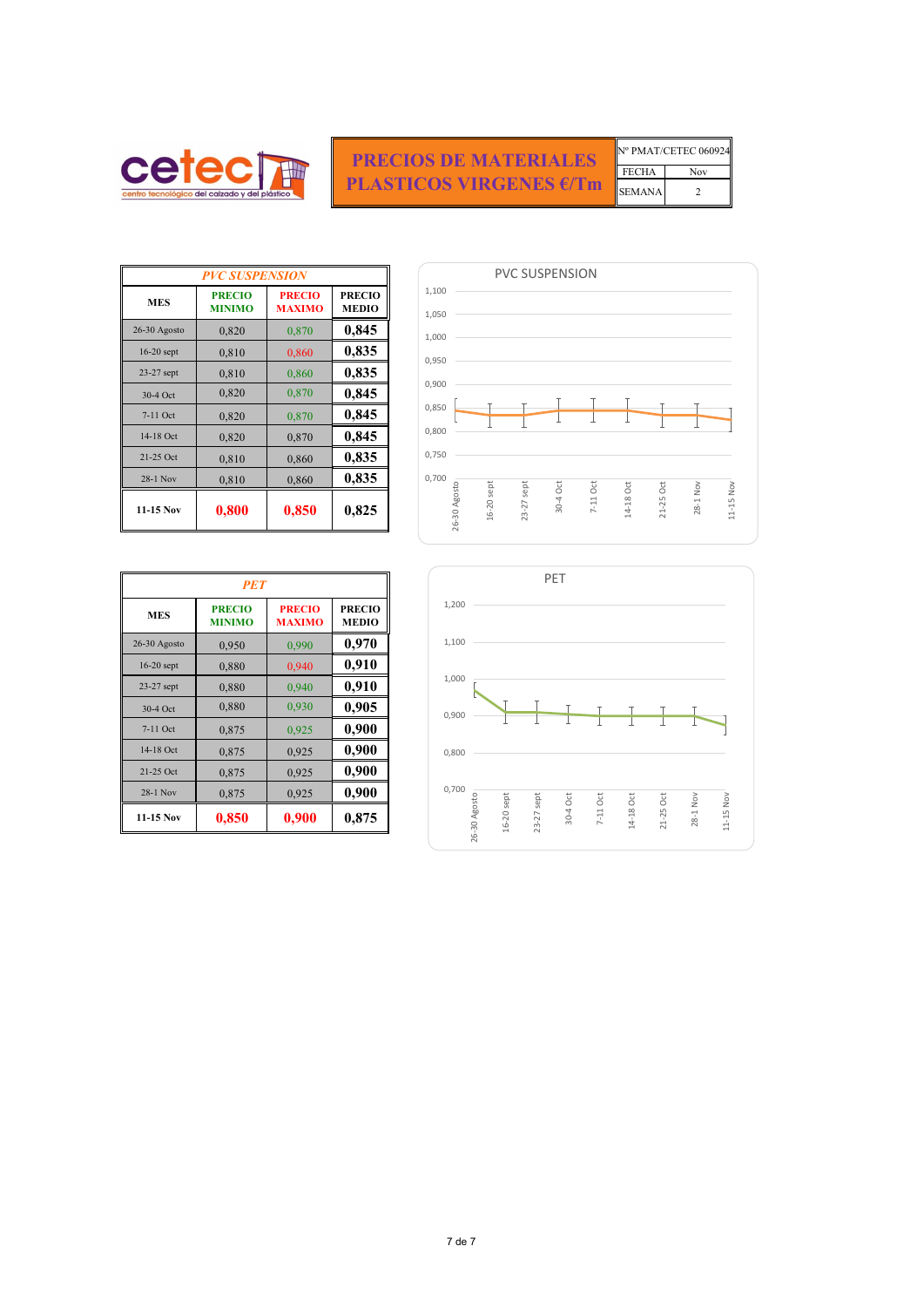cetec centro tecnológico del calzado y del plástico

# PRECIOS DE MATERIALES PLASTICOS VIRGENES €/Tm

| Nº PMAT/CETEC 060924 | |
|---|---|
| FECHA | Nov |
| SEMANA | 2 |

| PVC SUSPENSION | | | |
|---|---|---|---|
| MES | PRECIO MINIMO | PRECIO MAXIMO | PRECIO MEDIO |
| 26-30 Agosto | 0,820 | 0,870 | 0,845 |
| 16-20 sept | 0,810 | 0,860 | 0,835 |
| 23-27 sept | 0,810 | 0,860 | 0,835 |
| 30-4 Oct | 0,820 | 0,870 | 0,845 |
| 7-11 Oct | 0,820 | 0,870 | 0,845 |
| 14-18 Oct | 0,820 | 0,870 | 0,845 |
| 21-25 Oct | 0,810 | 0,860 | 0,835 |
| 28-1 Nov | 0,810 | 0,860 | 0,835 |
| **11-15 Nov** | **0,800** | **0,850** | **0,825** |

PVC SUSPENSION

1,100
1,050
1,000
0,950
0,900
0,850
0,800
0,750
0,700

26-30 Agosto
16-20 sept
23-27 sept
30-4 Oct
7-11 Oct
14-18 Oct
21-25 Oct
28-1 Nov
11-15 Nov

| PET | | | |
|---|---|---|---|
| MES | PRECIO MINIMO | PRECIO MAXIMO | PRECIO MEDIO |
| 26-30 Agosto | 0,950 | 0,990 | 0,970 |
| 16-20 sept | 0,880 | 0,940 | 0,910 |
| 23-27 sept | 0,880 | 0,940 | 0,910 |
| 30-4 Oct | 0,880 | 0,930 | 0,905 |
| 7-11 Oct | 0,875 | 0,925 | 0,900 |
| 14-18 Oct | 0,875 | 0,925 | 0,900 |
| 21-25 Oct | 0,875 | 0,925 | 0,900 |
| 28-1 Nov | 0,875 | 0,925 | 0,900 |
| **11-15 Nov** | **0,850** | **0,900** | **0,875** |

PET

1,200
1,100
1,000
0,900
0,800
0,700

26-30 Agosto
16-20 sept
23-27 sept
30-4 Oct
7-11 Oct
14-18 Oct
21-25 Oct
28-1 Nov
11-15 Nov